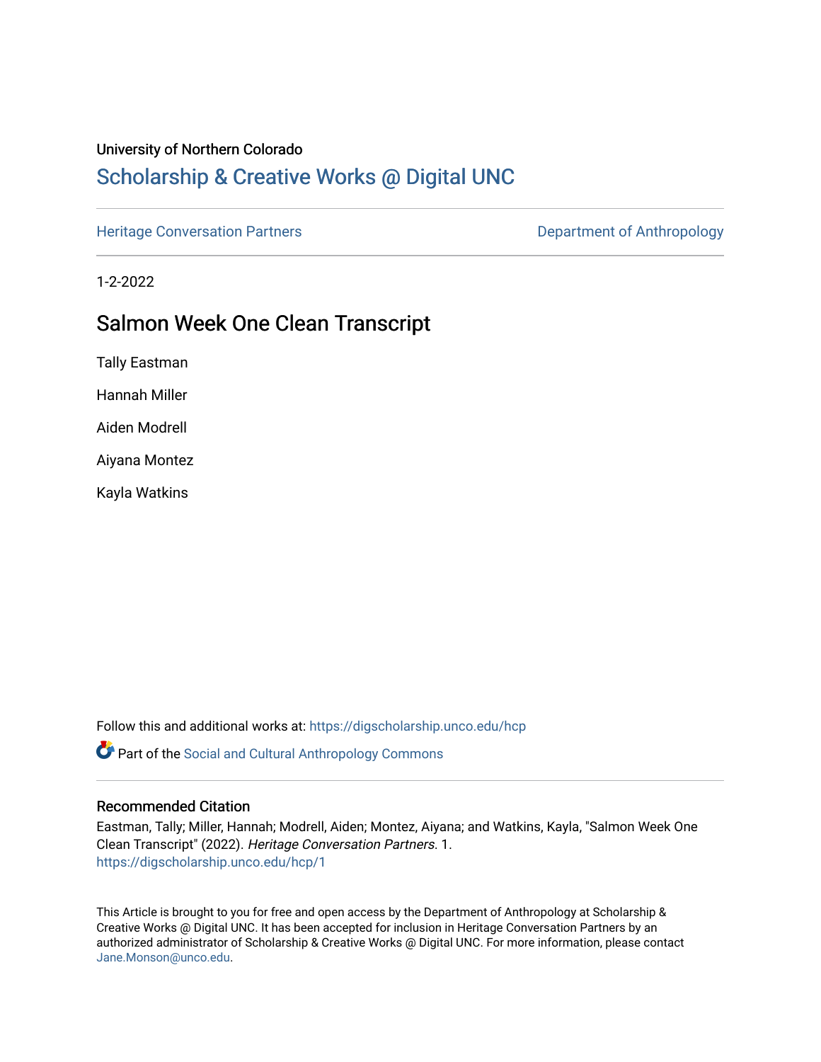University of Northern Colorado

# Scholarship & Creative Works @ Digital UNC

Heritage Conversation Partners — Department of Anthropology

1-2-2022

## Salmon Week One Clean Transcript

Tally Eastman

Hannah Miller

Aiden Modrell

Aiyana Montez

Kayla Watkins

Follow this and additional works at: https://digscholarship.unco.edu/hcp

Part of the Social and Cultural Anthropology Commons

### Recommended Citation

Eastman, Tally; Miller, Hannah; Modrell, Aiden; Montez, Aiyana; and Watkins, Kayla, "Salmon Week One Clean Transcript" (2022). *Heritage Conversation Partners*. 1.
https://digscholarship.unco.edu/hcp/1

This Article is brought to you for free and open access by the Department of Anthropology at Scholarship & Creative Works @ Digital UNC. It has been accepted for inclusion in Heritage Conversation Partners by an authorized administrator of Scholarship & Creative Works @ Digital UNC. For more information, please contact Jane.Monson@unco.edu.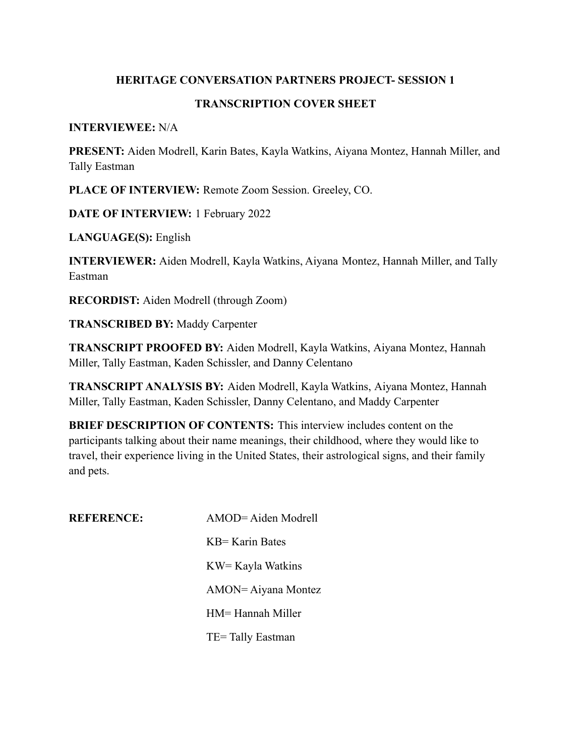**HERITAGE CONVERSATION PARTNERS PROJECT- SESSION 1**

**TRANSCRIPTION COVER SHEET**

**INTERVIEWEE:** N/A

**PRESENT:** Aiden Modrell, Karin Bates, Kayla Watkins, Aiyana Montez, Hannah Miller, and Tally Eastman

**PLACE OF INTERVIEW:** Remote Zoom Session. Greeley, CO.

**DATE OF INTERVIEW:** 1 February 2022

**LANGUAGE(S):** English

**INTERVIEWER:** Aiden Modrell, Kayla Watkins, Aiyana Montez, Hannah Miller, and Tally Eastman

**RECORDIST:** Aiden Modrell (through Zoom)

**TRANSCRIBED BY:** Maddy Carpenter

**TRANSCRIPT PROOFED BY:** Aiden Modrell, Kayla Watkins, Aiyana Montez, Hannah Miller, Tally Eastman, Kaden Schissler, and Danny Celentano

**TRANSCRIPT ANALYSIS BY:** Aiden Modrell, Kayla Watkins, Aiyana Montez, Hannah Miller, Tally Eastman, Kaden Schissler, Danny Celentano, and Maddy Carpenter

**BRIEF DESCRIPTION OF CONTENTS:** This interview includes content on the participants talking about their name meanings, their childhood, where they would like to travel, their experience living in the United States, their astrological signs, and their family and pets.

**REFERENCE:**

AMOD= Aiden Modrell

KB= Karin Bates

KW= Kayla Watkins

AMON= Aiyana Montez

HM= Hannah Miller

TE= Tally Eastman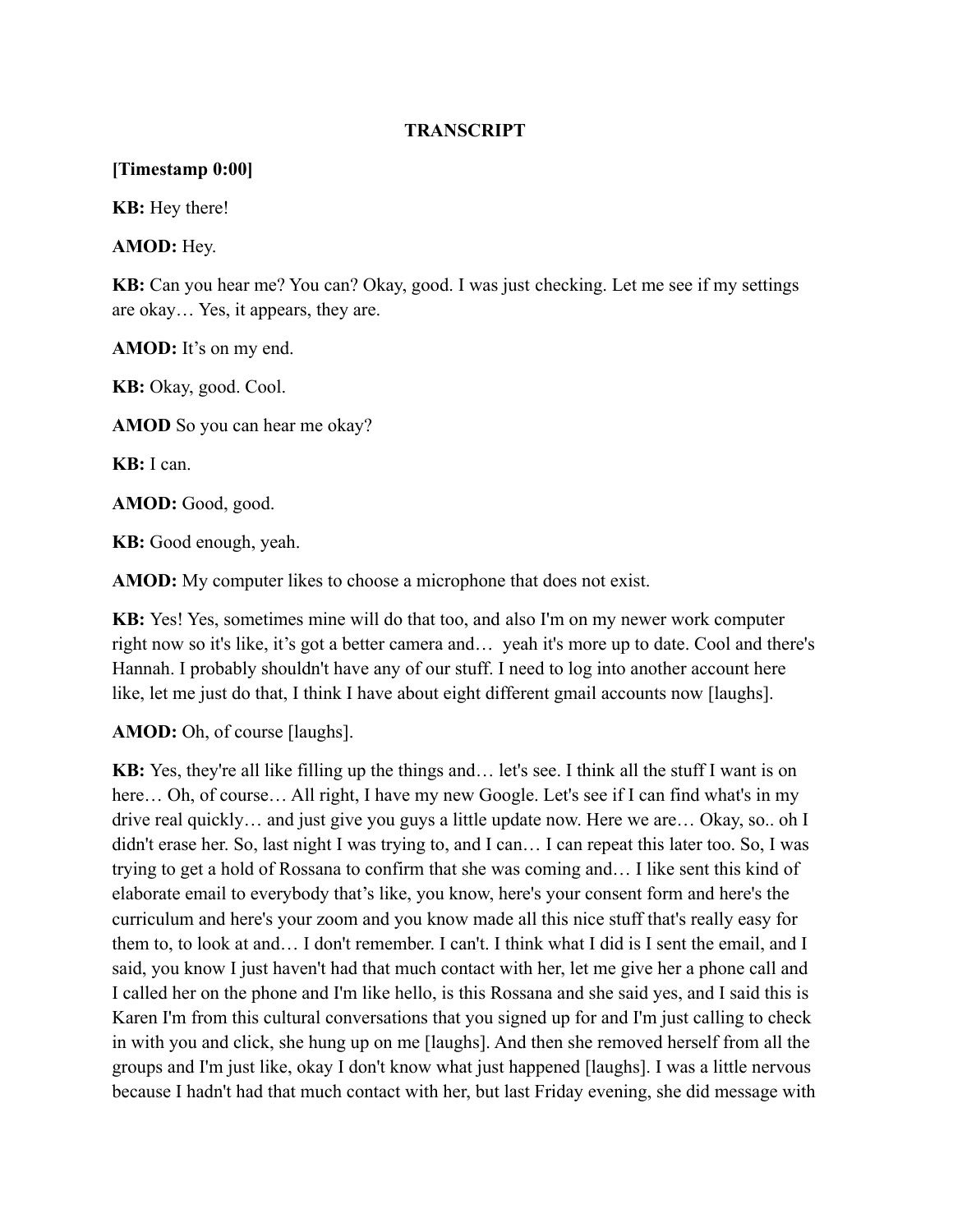**TRANSCRIPT**

**[Timestamp 0:00]**

**KB:** Hey there!

**AMOD:** Hey.

**KB:** Can you hear me? You can? Okay, good. I was just checking. Let me see if my settings are okay… Yes, it appears, they are.

**AMOD:** It's on my end.

**KB:** Okay, good. Cool.

**AMOD** So you can hear me okay?

**KB:** I can.

**AMOD:** Good, good.

**KB:** Good enough, yeah.

**AMOD:** My computer likes to choose a microphone that does not exist.

**KB:** Yes! Yes, sometimes mine will do that too, and also I'm on my newer work computer right now so it's like, it's got a better camera and… yeah it's more up to date. Cool and there's Hannah. I probably shouldn't have any of our stuff. I need to log into another account here like, let me just do that, I think I have about eight different gmail accounts now [laughs].

**AMOD:** Oh, of course [laughs].

**KB:** Yes, they're all like filling up the things and… let's see. I think all the stuff I want is on here… Oh, of course… All right, I have my new Google. Let's see if I can find what's in my drive real quickly… and just give you guys a little update now. Here we are… Okay, so.. oh I didn't erase her. So, last night I was trying to, and I can… I can repeat this later too. So, I was trying to get a hold of Rossana to confirm that she was coming and… I like sent this kind of elaborate email to everybody that's like, you know, here's your consent form and here's the curriculum and here's your zoom and you know made all this nice stuff that's really easy for them to, to look at and… I don't remember. I can't. I think what I did is I sent the email, and I said, you know I just haven't had that much contact with her, let me give her a phone call and I called her on the phone and I'm like hello, is this Rossana and she said yes, and I said this is Karen I'm from this cultural conversations that you signed up for and I'm just calling to check in with you and click, she hung up on me [laughs]. And then she removed herself from all the groups and I'm just like, okay I don't know what just happened [laughs]. I was a little nervous because I hadn't had that much contact with her, but last Friday evening, she did message with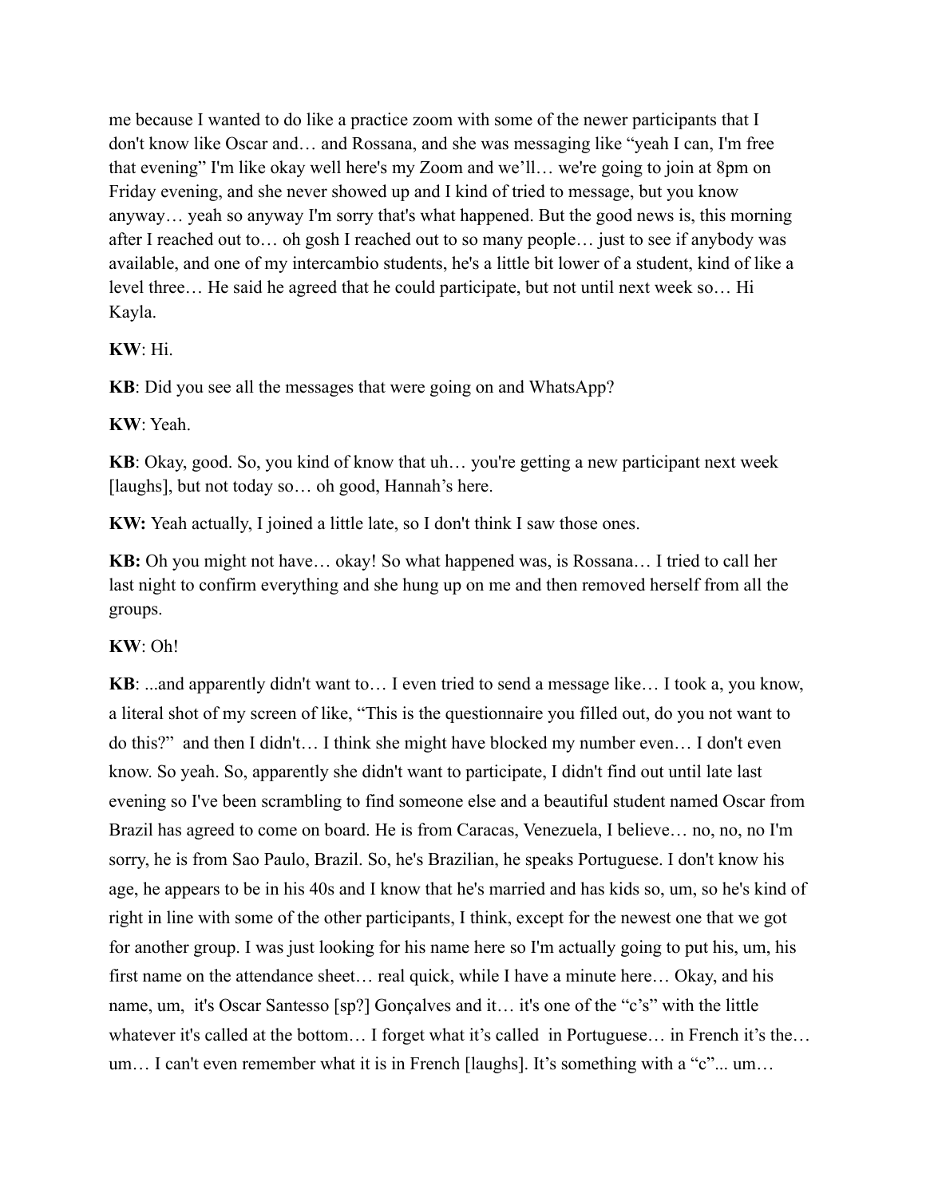me because I wanted to do like a practice zoom with some of the newer participants that I don't know like Oscar and… and Rossana, and she was messaging like "yeah I can, I'm free that evening" I'm like okay well here's my Zoom and we'll… we're going to join at 8pm on Friday evening, and she never showed up and I kind of tried to message, but you know anyway… yeah so anyway I'm sorry that's what happened. But the good news is, this morning after I reached out to… oh gosh I reached out to so many people… just to see if anybody was available, and one of my intercambio students, he's a little bit lower of a student, kind of like a level three… He said he agreed that he could participate, but not until next week so… Hi Kayla.

**KW**: Hi.

**KB**: Did you see all the messages that were going on and WhatsApp?

**KW**: Yeah.

**KB**: Okay, good. So, you kind of know that uh… you're getting a new participant next week [laughs], but not today so… oh good, Hannah's here.

**KW:** Yeah actually, I joined a little late, so I don't think I saw those ones.

**KB:** Oh you might not have… okay! So what happened was, is Rossana… I tried to call her last night to confirm everything and she hung up on me and then removed herself from all the groups.

**KW**: Oh!

**KB**: ...and apparently didn't want to… I even tried to send a message like… I took a, you know, a literal shot of my screen of like, "This is the questionnaire you filled out, do you not want to do this?" and then I didn't… I think she might have blocked my number even… I don't even know. So yeah. So, apparently she didn't want to participate, I didn't find out until late last evening so I've been scrambling to find someone else and a beautiful student named Oscar from Brazil has agreed to come on board. He is from Caracas, Venezuela, I believe… no, no, no I'm sorry, he is from Sao Paulo, Brazil. So, he's Brazilian, he speaks Portuguese. I don't know his age, he appears to be in his 40s and I know that he's married and has kids so, um, so he's kind of right in line with some of the other participants, I think, except for the newest one that we got for another group. I was just looking for his name here so I'm actually going to put his, um, his first name on the attendance sheet… real quick, while I have a minute here… Okay, and his name, um, it's Oscar Santesso [sp?] Gonçalves and it… it's one of the "c's" with the little whatever it's called at the bottom… I forget what it's called in Portuguese… in French it's the… um… I can't even remember what it is in French [laughs]. It's something with a "c"... um…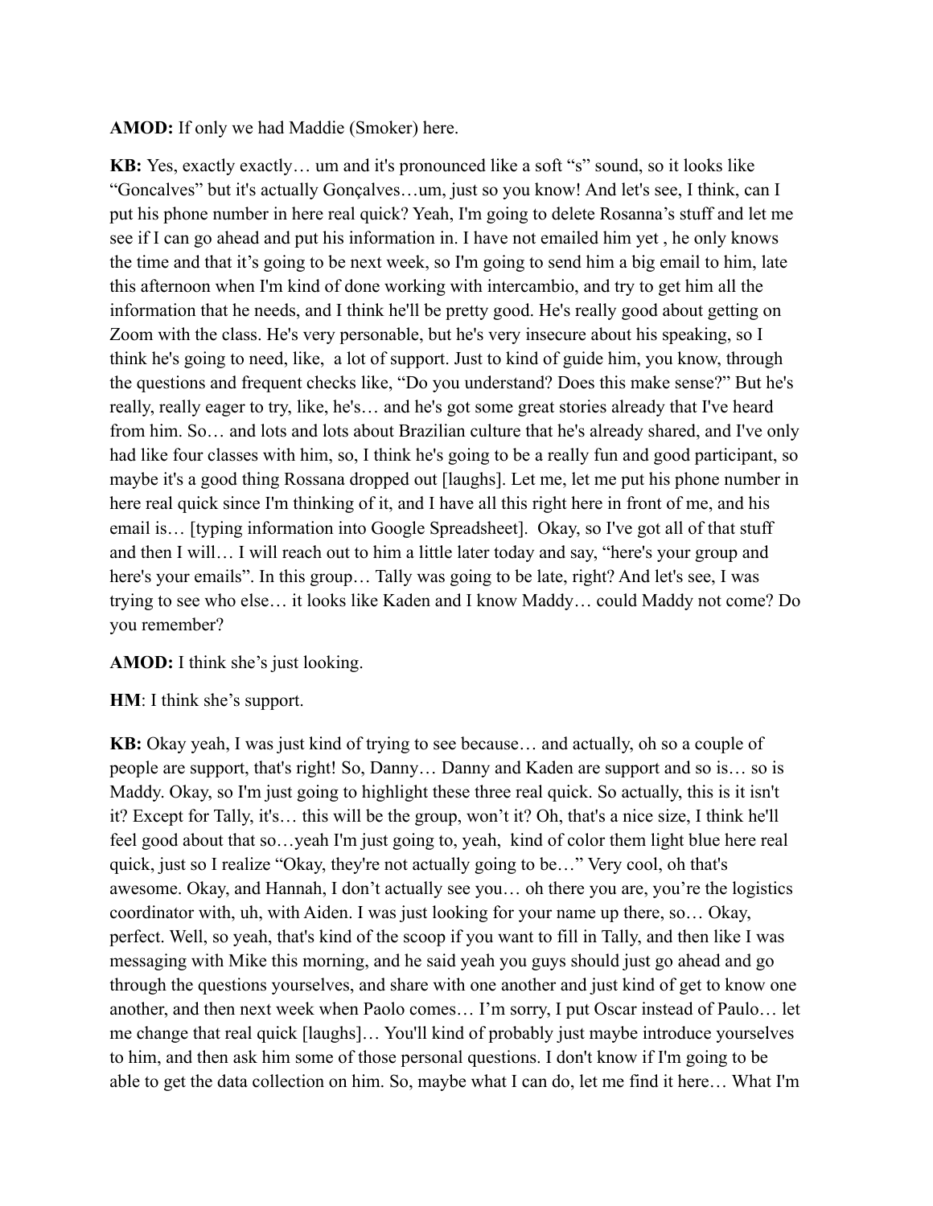**AMOD:** If only we had Maddie (Smoker) here.

**KB:** Yes, exactly exactly… um and it's pronounced like a soft "s" sound, so it looks like "Goncalves" but it's actually Gonçalves…um, just so you know! And let's see, I think, can I put his phone number in here real quick? Yeah, I'm going to delete Rosanna's stuff and let me see if I can go ahead and put his information in. I have not emailed him yet , he only knows the time and that it's going to be next week, so I'm going to send him a big email to him, late this afternoon when I'm kind of done working with intercambio, and try to get him all the information that he needs, and I think he'll be pretty good. He's really good about getting on Zoom with the class. He's very personable, but he's very insecure about his speaking, so I think he's going to need, like, a lot of support. Just to kind of guide him, you know, through the questions and frequent checks like, "Do you understand? Does this make sense?" But he's really, really eager to try, like, he's… and he's got some great stories already that I've heard from him. So… and lots and lots about Brazilian culture that he's already shared, and I've only had like four classes with him, so, I think he's going to be a really fun and good participant, so maybe it's a good thing Rossana dropped out [laughs]. Let me, let me put his phone number in here real quick since I'm thinking of it, and I have all this right here in front of me, and his email is… [typing information into Google Spreadsheet]. Okay, so I've got all of that stuff and then I will… I will reach out to him a little later today and say, "here's your group and here's your emails". In this group… Tally was going to be late, right? And let's see, I was trying to see who else… it looks like Kaden and I know Maddy… could Maddy not come? Do you remember?

**AMOD:** I think she's just looking.

**HM**: I think she's support.

**KB:** Okay yeah, I was just kind of trying to see because… and actually, oh so a couple of people are support, that's right! So, Danny… Danny and Kaden are support and so is… so is Maddy. Okay, so I'm just going to highlight these three real quick. So actually, this is it isn't it? Except for Tally, it's… this will be the group, won't it? Oh, that's a nice size, I think he'll feel good about that so…yeah I'm just going to, yeah, kind of color them light blue here real quick, just so I realize "Okay, they're not actually going to be…" Very cool, oh that's awesome. Okay, and Hannah, I don't actually see you… oh there you are, you're the logistics coordinator with, uh, with Aiden. I was just looking for your name up there, so… Okay, perfect. Well, so yeah, that's kind of the scoop if you want to fill in Tally, and then like I was messaging with Mike this morning, and he said yeah you guys should just go ahead and go through the questions yourselves, and share with one another and just kind of get to know one another, and then next week when Paolo comes… I'm sorry, I put Oscar instead of Paulo… let me change that real quick [laughs]… You'll kind of probably just maybe introduce yourselves to him, and then ask him some of those personal questions. I don't know if I'm going to be able to get the data collection on him. So, maybe what I can do, let me find it here… What I'm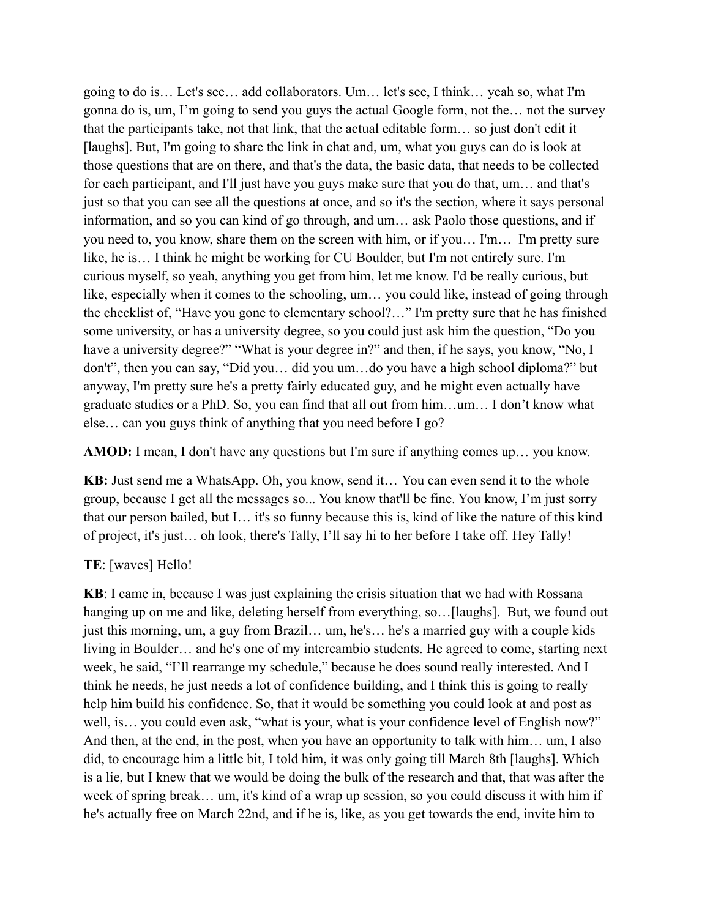going to do is… Let's see… add collaborators. Um… let's see, I think… yeah so, what I'm gonna do is, um, I'm going to send you guys the actual Google form, not the… not the survey that the participants take, not that link, that the actual editable form… so just don't edit it [laughs]. But, I'm going to share the link in chat and, um, what you guys can do is look at those questions that are on there, and that's the data, the basic data, that needs to be collected for each participant, and I'll just have you guys make sure that you do that, um… and that's just so that you can see all the questions at once, and so it's the section, where it says personal information, and so you can kind of go through, and um… ask Paolo those questions, and if you need to, you know, share them on the screen with him, or if you… I'm… I'm pretty sure like, he is… I think he might be working for CU Boulder, but I'm not entirely sure. I'm curious myself, so yeah, anything you get from him, let me know. I'd be really curious, but like, especially when it comes to the schooling, um… you could like, instead of going through the checklist of, "Have you gone to elementary school?…" I'm pretty sure that he has finished some university, or has a university degree, so you could just ask him the question, "Do you have a university degree?" "What is your degree in?" and then, if he says, you know, "No, I don't", then you can say, "Did you… did you um…do you have a high school diploma?" but anyway, I'm pretty sure he's a pretty fairly educated guy, and he might even actually have graduate studies or a PhD. So, you can find that all out from him…um… I don't know what else… can you guys think of anything that you need before I go?

**AMOD:** I mean, I don't have any questions but I'm sure if anything comes up… you know.

**KB:** Just send me a WhatsApp. Oh, you know, send it… You can even send it to the whole group, because I get all the messages so... You know that'll be fine. You know, I'm just sorry that our person bailed, but I… it's so funny because this is, kind of like the nature of this kind of project, it's just… oh look, there's Tally, I'll say hi to her before I take off. Hey Tally!

**TE**: [waves] Hello!

**KB**: I came in, because I was just explaining the crisis situation that we had with Rossana hanging up on me and like, deleting herself from everything, so…[laughs]. But, we found out just this morning, um, a guy from Brazil… um, he's… he's a married guy with a couple kids living in Boulder… and he's one of my intercambio students. He agreed to come, starting next week, he said, "I'll rearrange my schedule," because he does sound really interested. And I think he needs, he just needs a lot of confidence building, and I think this is going to really help him build his confidence. So, that it would be something you could look at and post as well, is… you could even ask, "what is your, what is your confidence level of English now?" And then, at the end, in the post, when you have an opportunity to talk with him… um, I also did, to encourage him a little bit, I told him, it was only going till March 8th [laughs]. Which is a lie, but I knew that we would be doing the bulk of the research and that, that was after the week of spring break… um, it's kind of a wrap up session, so you could discuss it with him if he's actually free on March 22nd, and if he is, like, as you get towards the end, invite him to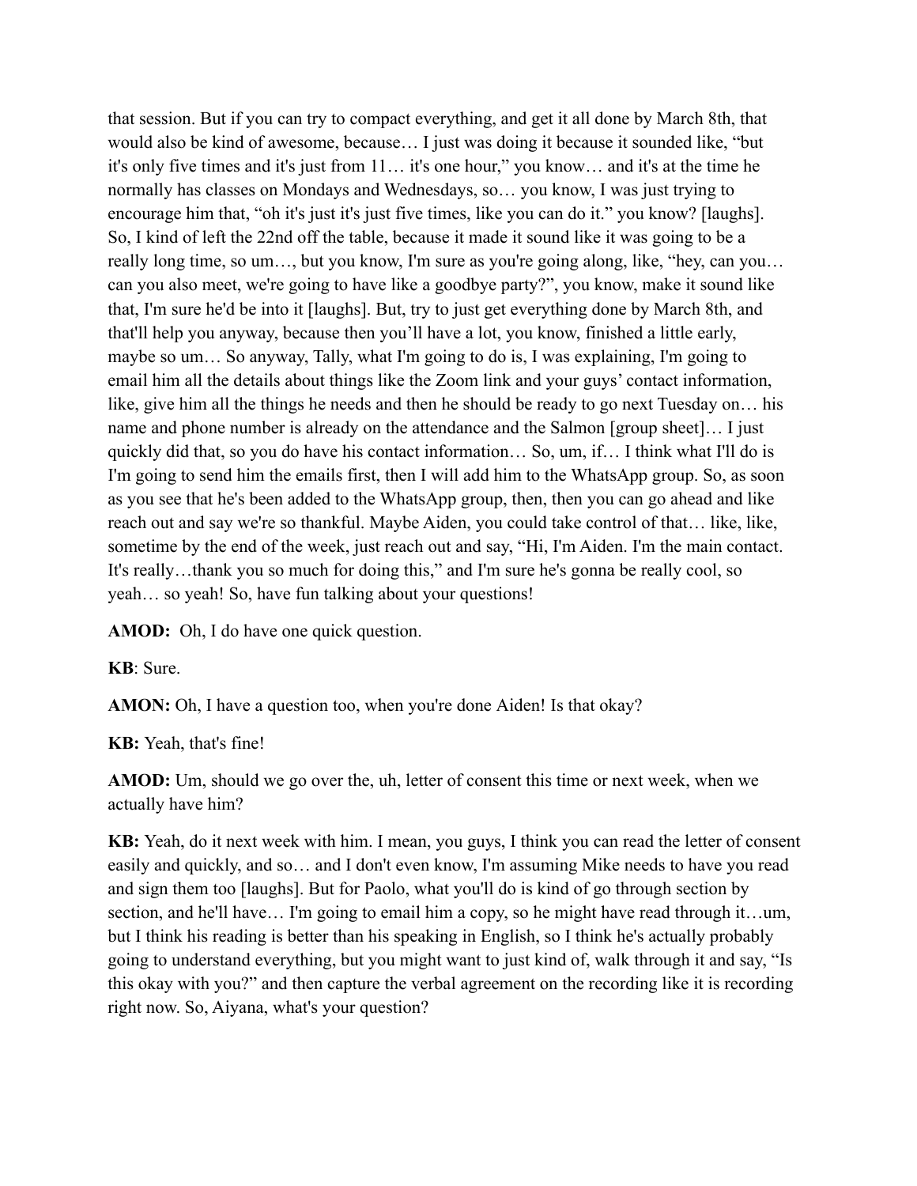that session. But if you can try to compact everything, and get it all done by March 8th, that would also be kind of awesome, because… I just was doing it because it sounded like, "but it's only five times and it's just from 11… it's one hour," you know… and it's at the time he normally has classes on Mondays and Wednesdays, so… you know, I was just trying to encourage him that, "oh it's just it's just five times, like you can do it." you know? [laughs]. So, I kind of left the 22nd off the table, because it made it sound like it was going to be a really long time, so um…, but you know, I'm sure as you're going along, like, "hey, can you… can you also meet, we're going to have like a goodbye party?", you know, make it sound like that, I'm sure he'd be into it [laughs]. But, try to just get everything done by March 8th, and that'll help you anyway, because then you'll have a lot, you know, finished a little early, maybe so um… So anyway, Tally, what I'm going to do is, I was explaining, I'm going to email him all the details about things like the Zoom link and your guys' contact information, like, give him all the things he needs and then he should be ready to go next Tuesday on… his name and phone number is already on the attendance and the Salmon [group sheet]… I just quickly did that, so you do have his contact information… So, um, if… I think what I'll do is I'm going to send him the emails first, then I will add him to the WhatsApp group. So, as soon as you see that he's been added to the WhatsApp group, then, then you can go ahead and like reach out and say we're so thankful. Maybe Aiden, you could take control of that… like, like, sometime by the end of the week, just reach out and say, "Hi, I'm Aiden. I'm the main contact. It's really…thank you so much for doing this," and I'm sure he's gonna be really cool, so yeah… so yeah! So, have fun talking about your questions!

**AMOD:** Oh, I do have one quick question.

**KB**: Sure.

**AMON:** Oh, I have a question too, when you're done Aiden! Is that okay?

**KB:** Yeah, that's fine!

**AMOD:** Um, should we go over the, uh, letter of consent this time or next week, when we actually have him?

**KB:** Yeah, do it next week with him. I mean, you guys, I think you can read the letter of consent easily and quickly, and so… and I don't even know, I'm assuming Mike needs to have you read and sign them too [laughs]. But for Paolo, what you'll do is kind of go through section by section, and he'll have… I'm going to email him a copy, so he might have read through it…um, but I think his reading is better than his speaking in English, so I think he's actually probably going to understand everything, but you might want to just kind of, walk through it and say, "Is this okay with you?" and then capture the verbal agreement on the recording like it is recording right now. So, Aiyana, what's your question?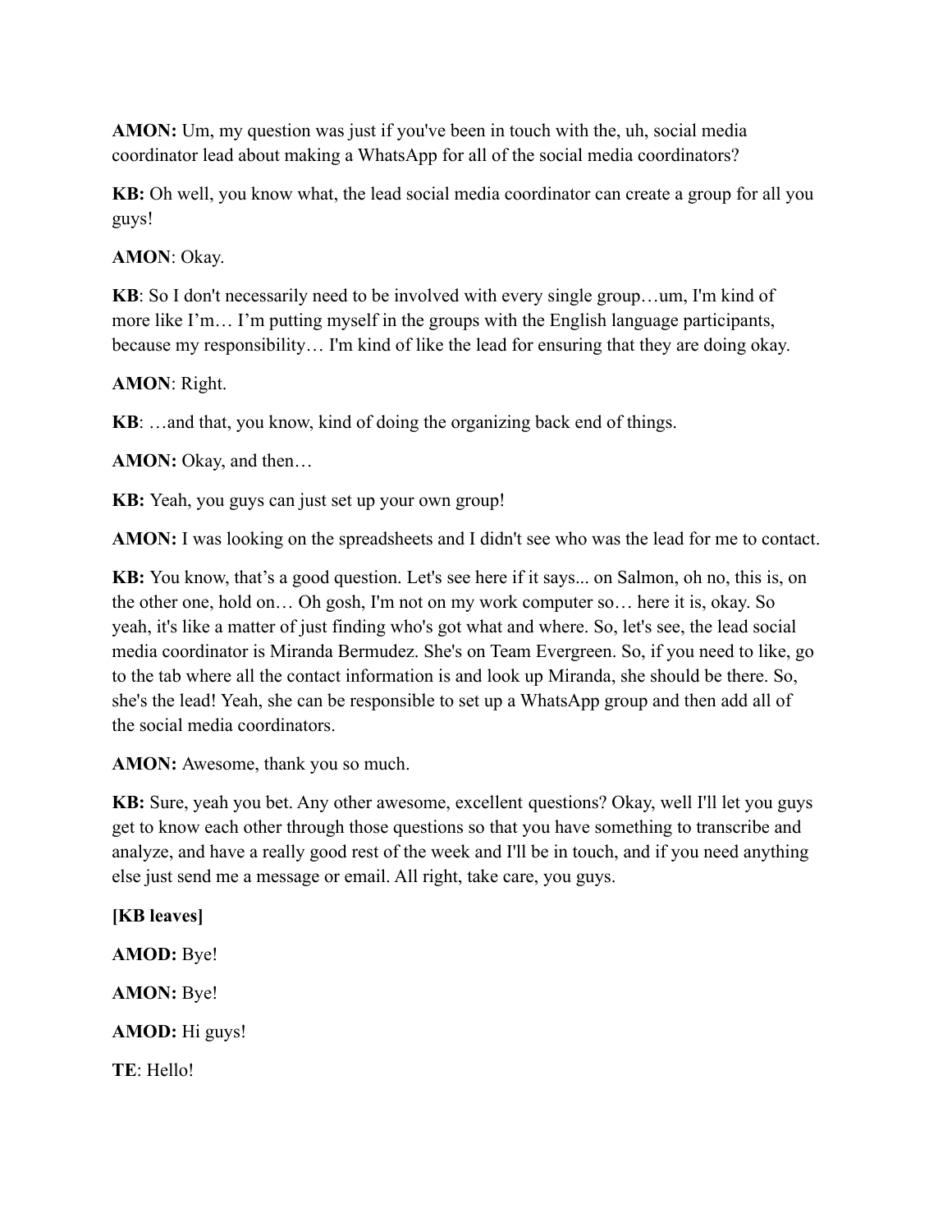**AMON:** Um, my question was just if you've been in touch with the, uh, social media coordinator lead about making a WhatsApp for all of the social media coordinators?

**KB:** Oh well, you know what, the lead social media coordinator can create a group for all you guys!

**AMON**: Okay.

**KB**: So I don't necessarily need to be involved with every single group…um, I'm kind of more like I'm… I'm putting myself in the groups with the English language participants, because my responsibility… I'm kind of like the lead for ensuring that they are doing okay.

**AMON**: Right.

**KB**: …and that, you know, kind of doing the organizing back end of things.

**AMON:** Okay, and then…

**KB:** Yeah, you guys can just set up your own group!

**AMON:** I was looking on the spreadsheets and I didn't see who was the lead for me to contact.

**KB:** You know, that's a good question. Let's see here if it says... on Salmon, oh no, this is, on the other one, hold on… Oh gosh, I'm not on my work computer so… here it is, okay. So yeah, it's like a matter of just finding who's got what and where. So, let's see, the lead social media coordinator is Miranda Bermudez. She's on Team Evergreen. So, if you need to like, go to the tab where all the contact information is and look up Miranda, she should be there. So, she's the lead! Yeah, she can be responsible to set up a WhatsApp group and then add all of the social media coordinators.

**AMON:** Awesome, thank you so much.

**KB:** Sure, yeah you bet. Any other awesome, excellent questions? Okay, well I'll let you guys get to know each other through those questions so that you have something to transcribe and analyze, and have a really good rest of the week and I'll be in touch, and if you need anything else just send me a message or email. All right, take care, you guys.

**[KB leaves]**

**AMOD:** Bye!

**AMON:** Bye!

**AMOD:** Hi guys!

**TE**: Hello!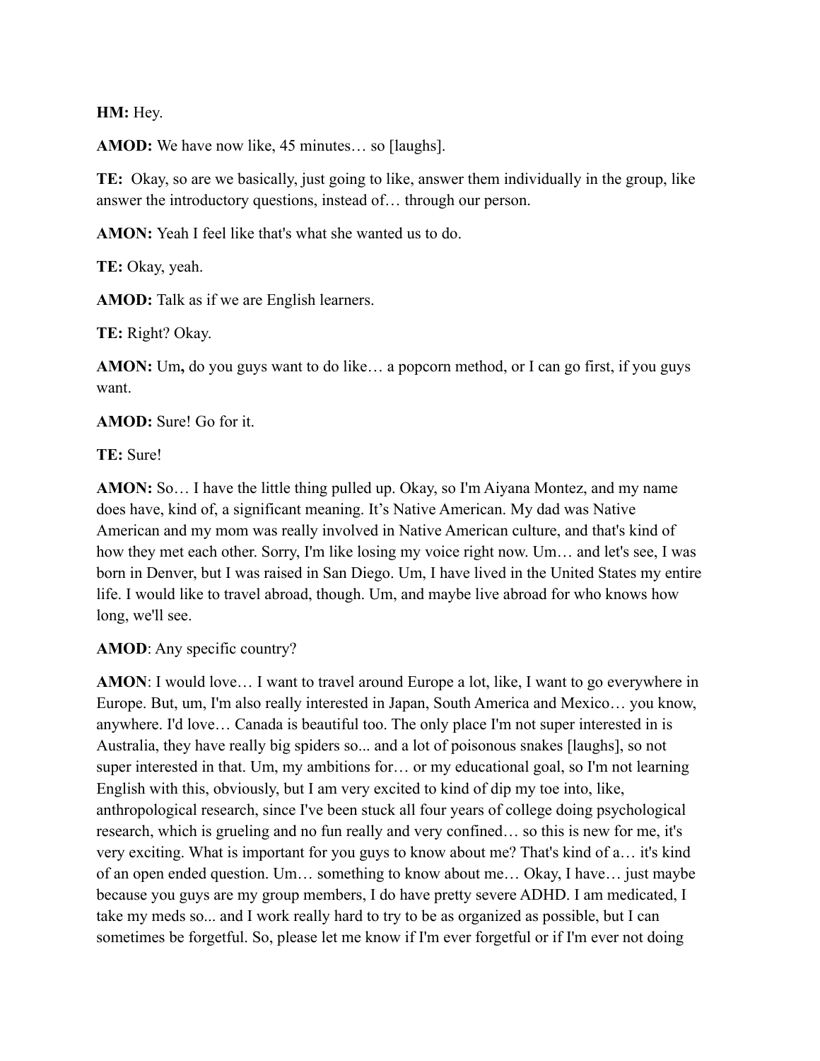**HM:** Hey.

**AMOD:** We have now like, 45 minutes… so [laughs].

**TE:** Okay, so are we basically, just going to like, answer them individually in the group, like answer the introductory questions, instead of… through our person.

**AMON:** Yeah I feel like that's what she wanted us to do.

**TE:** Okay, yeah.

**AMOD:** Talk as if we are English learners.

**TE:** Right? Okay.

**AMON:** Um**,** do you guys want to do like… a popcorn method, or I can go first, if you guys want.

**AMOD:** Sure! Go for it.

**TE:** Sure!

**AMON:** So… I have the little thing pulled up. Okay, so I'm Aiyana Montez, and my name does have, kind of, a significant meaning. It's Native American. My dad was Native American and my mom was really involved in Native American culture, and that's kind of how they met each other. Sorry, I'm like losing my voice right now. Um… and let's see, I was born in Denver, but I was raised in San Diego. Um, I have lived in the United States my entire life. I would like to travel abroad, though. Um, and maybe live abroad for who knows how long, we'll see.

**AMOD**: Any specific country?

**AMON**: I would love… I want to travel around Europe a lot, like, I want to go everywhere in Europe. But, um, I'm also really interested in Japan, South America and Mexico… you know, anywhere. I'd love… Canada is beautiful too. The only place I'm not super interested in is Australia, they have really big spiders so... and a lot of poisonous snakes [laughs], so not super interested in that. Um, my ambitions for… or my educational goal, so I'm not learning English with this, obviously, but I am very excited to kind of dip my toe into, like, anthropological research, since I've been stuck all four years of college doing psychological research, which is grueling and no fun really and very confined… so this is new for me, it's very exciting. What is important for you guys to know about me? That's kind of a… it's kind of an open ended question. Um… something to know about me… Okay, I have… just maybe because you guys are my group members, I do have pretty severe ADHD. I am medicated, I take my meds so... and I work really hard to try to be as organized as possible, but I can sometimes be forgetful. So, please let me know if I'm ever forgetful or if I'm ever not doing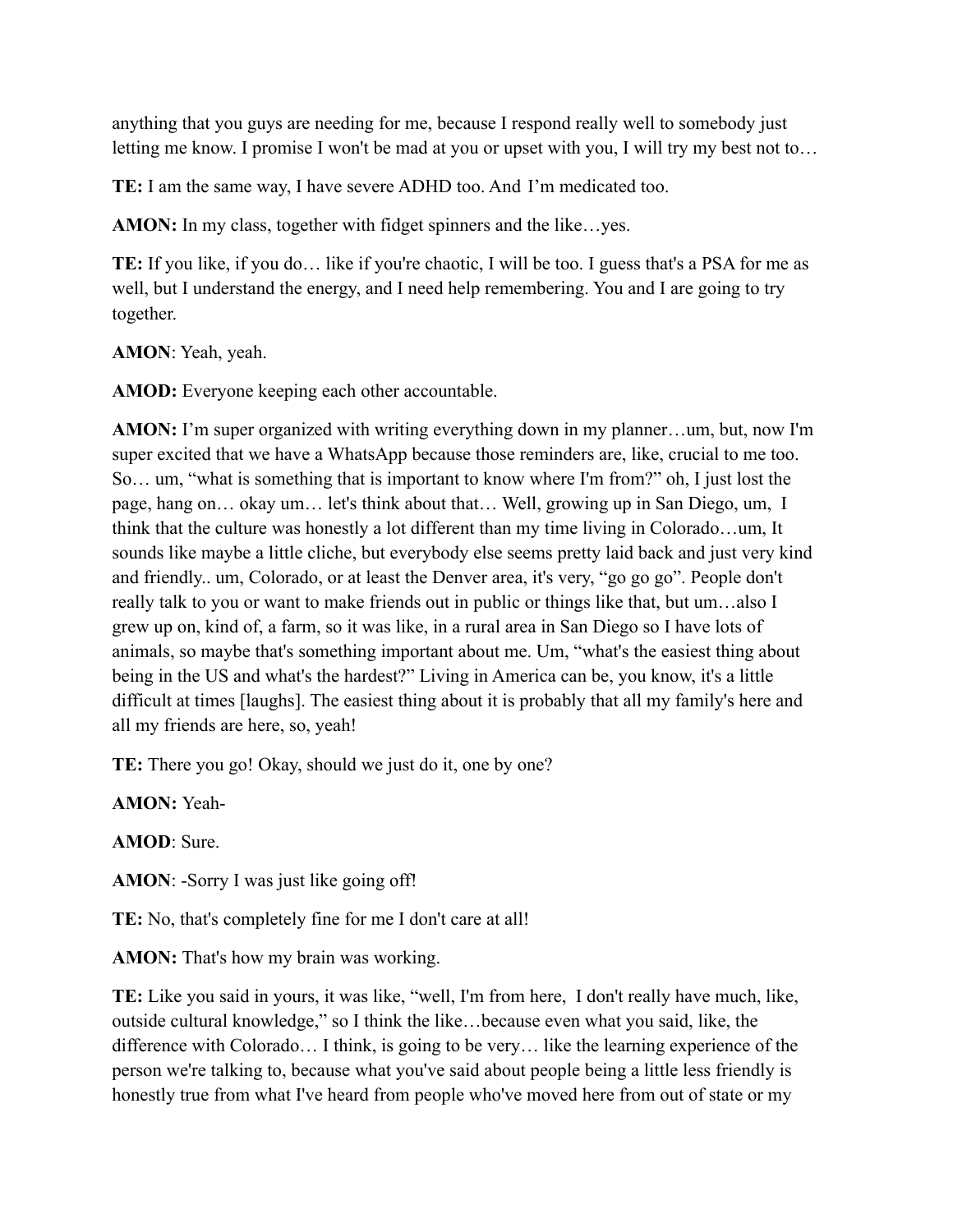anything that you guys are needing for me, because I respond really well to somebody just letting me know. I promise I won't be mad at you or upset with you, I will try my best not to…

**TE:** I am the same way, I have severe ADHD too. And I'm medicated too.

**AMON:** In my class, together with fidget spinners and the like…yes.

**TE:** If you like, if you do… like if you're chaotic, I will be too. I guess that's a PSA for me as well, but I understand the energy, and I need help remembering. You and I are going to try together.

**AMON**: Yeah, yeah.

**AMOD:** Everyone keeping each other accountable.

**AMON:** I'm super organized with writing everything down in my planner…um, but, now I'm super excited that we have a WhatsApp because those reminders are, like, crucial to me too. So… um, "what is something that is important to know where I'm from?" oh, I just lost the page, hang on… okay um… let's think about that… Well, growing up in San Diego, um, I think that the culture was honestly a lot different than my time living in Colorado…um, It sounds like maybe a little cliche, but everybody else seems pretty laid back and just very kind and friendly.. um, Colorado, or at least the Denver area, it's very, "go go go". People don't really talk to you or want to make friends out in public or things like that, but um…also I grew up on, kind of, a farm, so it was like, in a rural area in San Diego so I have lots of animals, so maybe that's something important about me. Um, "what's the easiest thing about being in the US and what's the hardest?" Living in America can be, you know, it's a little difficult at times [laughs]. The easiest thing about it is probably that all my family's here and all my friends are here, so, yeah!

**TE:** There you go! Okay, should we just do it, one by one?

**AMON:** Yeah-

**AMOD**: Sure.

**AMON**: -Sorry I was just like going off!

**TE:** No, that's completely fine for me I don't care at all!

**AMON:** That's how my brain was working.

**TE:** Like you said in yours, it was like, "well, I'm from here, I don't really have much, like, outside cultural knowledge," so I think the like…because even what you said, like, the difference with Colorado… I think, is going to be very… like the learning experience of the person we're talking to, because what you've said about people being a little less friendly is honestly true from what I've heard from people who've moved here from out of state or my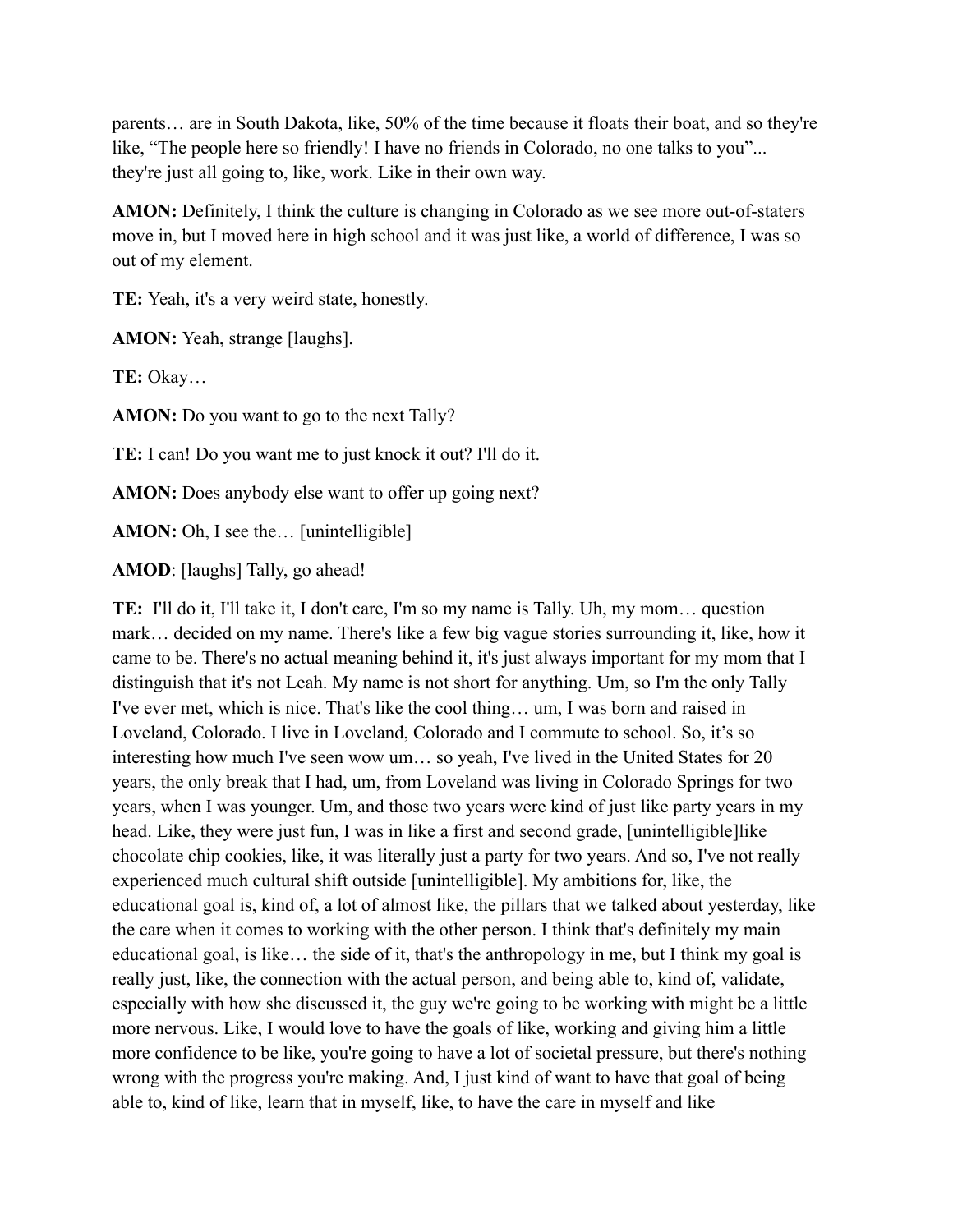parents… are in South Dakota, like, 50% of the time because it floats their boat, and so they're like, "The people here so friendly! I have no friends in Colorado, no one talks to you"... they're just all going to, like, work. Like in their own way.

**AMON:** Definitely, I think the culture is changing in Colorado as we see more out-of-staters move in, but I moved here in high school and it was just like, a world of difference, I was so out of my element.

**TE:** Yeah, it's a very weird state, honestly.

**AMON:** Yeah, strange [laughs].

**TE:** Okay…

**AMON:** Do you want to go to the next Tally?

**TE:** I can! Do you want me to just knock it out? I'll do it.

**AMON:** Does anybody else want to offer up going next?

**AMON:** Oh, I see the… [unintelligible]

**AMOD**: [laughs] Tally, go ahead!

**TE:** I'll do it, I'll take it, I don't care, I'm so my name is Tally. Uh, my mom… question mark… decided on my name. There's like a few big vague stories surrounding it, like, how it came to be. There's no actual meaning behind it, it's just always important for my mom that I distinguish that it's not Leah. My name is not short for anything. Um, so I'm the only Tally I've ever met, which is nice. That's like the cool thing… um, I was born and raised in Loveland, Colorado. I live in Loveland, Colorado and I commute to school. So, it's so interesting how much I've seen wow um… so yeah, I've lived in the United States for 20 years, the only break that I had, um, from Loveland was living in Colorado Springs for two years, when I was younger. Um, and those two years were kind of just like party years in my head. Like, they were just fun, I was in like a first and second grade, [unintelligible]like chocolate chip cookies, like, it was literally just a party for two years. And so, I've not really experienced much cultural shift outside [unintelligible]. My ambitions for, like, the educational goal is, kind of, a lot of almost like, the pillars that we talked about yesterday, like the care when it comes to working with the other person. I think that's definitely my main educational goal, is like… the side of it, that's the anthropology in me, but I think my goal is really just, like, the connection with the actual person, and being able to, kind of, validate, especially with how she discussed it, the guy we're going to be working with might be a little more nervous. Like, I would love to have the goals of like, working and giving him a little more confidence to be like, you're going to have a lot of societal pressure, but there's nothing wrong with the progress you're making. And, I just kind of want to have that goal of being able to, kind of like, learn that in myself, like, to have the care in myself and like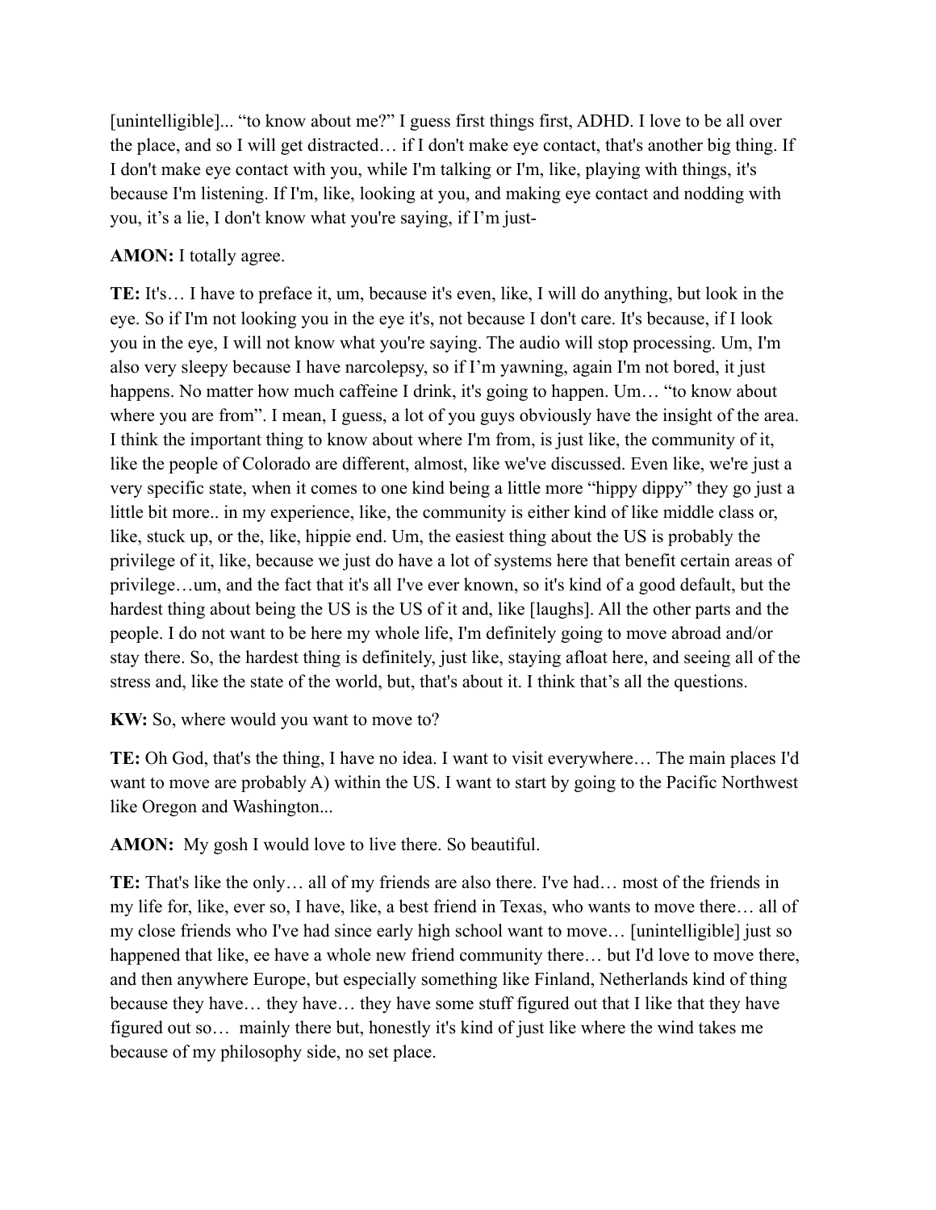[unintelligible]... "to know about me?" I guess first things first, ADHD. I love to be all over the place, and so I will get distracted… if I don't make eye contact, that's another big thing. If I don't make eye contact with you, while I'm talking or I'm, like, playing with things, it's because I'm listening. If I'm, like, looking at you, and making eye contact and nodding with you, it's a lie, I don't know what you're saying, if I'm just-

**AMON:** I totally agree.

**TE:** It's… I have to preface it, um, because it's even, like, I will do anything, but look in the eye. So if I'm not looking you in the eye it's, not because I don't care. It's because, if I look you in the eye, I will not know what you're saying. The audio will stop processing. Um, I'm also very sleepy because I have narcolepsy, so if I'm yawning, again I'm not bored, it just happens. No matter how much caffeine I drink, it's going to happen. Um… "to know about where you are from". I mean, I guess, a lot of you guys obviously have the insight of the area. I think the important thing to know about where I'm from, is just like, the community of it, like the people of Colorado are different, almost, like we've discussed. Even like, we're just a very specific state, when it comes to one kind being a little more "hippy dippy" they go just a little bit more.. in my experience, like, the community is either kind of like middle class or, like, stuck up, or the, like, hippie end. Um, the easiest thing about the US is probably the privilege of it, like, because we just do have a lot of systems here that benefit certain areas of privilege…um, and the fact that it's all I've ever known, so it's kind of a good default, but the hardest thing about being the US is the US of it and, like [laughs]. All the other parts and the people. I do not want to be here my whole life, I'm definitely going to move abroad and/or stay there. So, the hardest thing is definitely, just like, staying afloat here, and seeing all of the stress and, like the state of the world, but, that's about it. I think that's all the questions.

**KW:** So, where would you want to move to?

**TE:** Oh God, that's the thing, I have no idea. I want to visit everywhere… The main places I'd want to move are probably A) within the US. I want to start by going to the Pacific Northwest like Oregon and Washington...

**AMON:** My gosh I would love to live there. So beautiful.

**TE:** That's like the only… all of my friends are also there. I've had… most of the friends in my life for, like, ever so, I have, like, a best friend in Texas, who wants to move there… all of my close friends who I've had since early high school want to move… [unintelligible] just so happened that like, ee have a whole new friend community there… but I'd love to move there, and then anywhere Europe, but especially something like Finland, Netherlands kind of thing because they have… they have… they have some stuff figured out that I like that they have figured out so… mainly there but, honestly it's kind of just like where the wind takes me because of my philosophy side, no set place.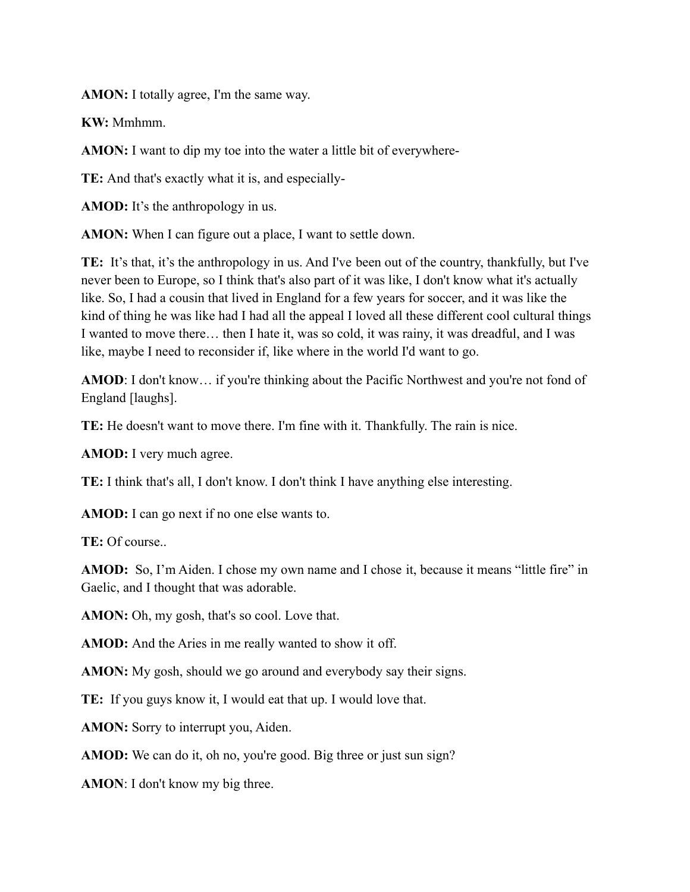**AMON:** I totally agree, I'm the same way.

**KW:** Mmhmm.

**AMON:** I want to dip my toe into the water a little bit of everywhere-

**TE:** And that's exactly what it is, and especially-

**AMOD:** It's the anthropology in us.

**AMON:** When I can figure out a place, I want to settle down.

**TE:** It's that, it's the anthropology in us. And I've been out of the country, thankfully, but I've never been to Europe, so I think that's also part of it was like, I don't know what it's actually like. So, I had a cousin that lived in England for a few years for soccer, and it was like the kind of thing he was like had I had all the appeal I loved all these different cool cultural things I wanted to move there… then I hate it, was so cold, it was rainy, it was dreadful, and I was like, maybe I need to reconsider if, like where in the world I'd want to go.

**AMOD**: I don't know… if you're thinking about the Pacific Northwest and you're not fond of England [laughs].

**TE:** He doesn't want to move there. I'm fine with it. Thankfully. The rain is nice.

**AMOD:** I very much agree.

**TE:** I think that's all, I don't know. I don't think I have anything else interesting.

**AMOD:** I can go next if no one else wants to.

**TE:** Of course..

**AMOD:** So, I'm Aiden. I chose my own name and I chose it, because it means "little fire" in Gaelic, and I thought that was adorable.

**AMON:** Oh, my gosh, that's so cool. Love that.

**AMOD:** And the Aries in me really wanted to show it off.

**AMON:** My gosh, should we go around and everybody say their signs.

**TE:** If you guys know it, I would eat that up. I would love that.

**AMON:** Sorry to interrupt you, Aiden.

**AMOD:** We can do it, oh no, you're good. Big three or just sun sign?

**AMON**: I don't know my big three.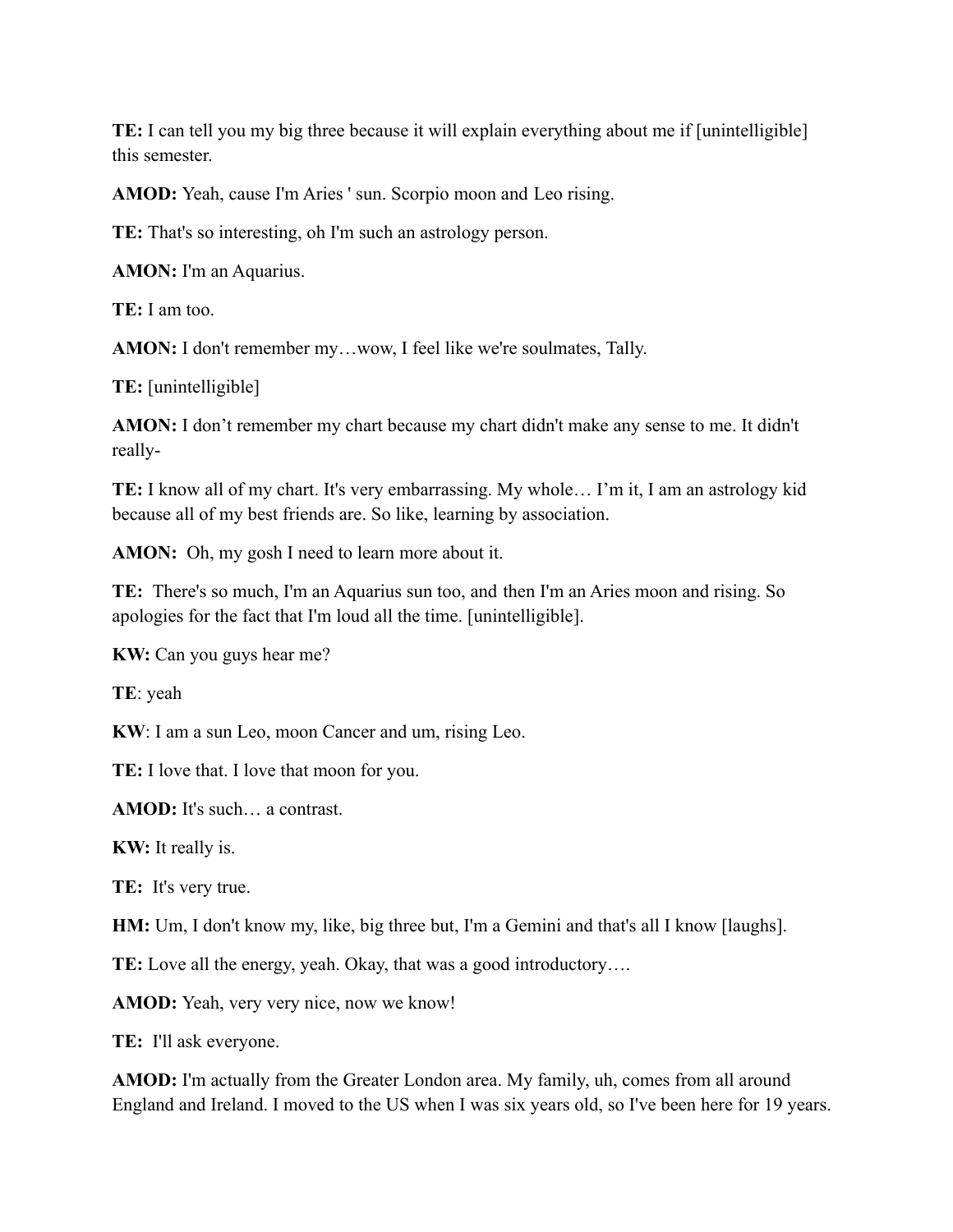**TE:** I can tell you my big three because it will explain everything about me if [unintelligible] this semester.

**AMOD:** Yeah, cause I'm Aries ' sun. Scorpio moon and Leo rising.

**TE:** That's so interesting, oh I'm such an astrology person.

**AMON:** I'm an Aquarius.

**TE:** I am too.

**AMON:** I don't remember my…wow, I feel like we're soulmates, Tally.

**TE:** [unintelligible]

**AMON:** I don't remember my chart because my chart didn't make any sense to me. It didn't really-

**TE:** I know all of my chart. It's very embarrassing. My whole… I'm it, I am an astrology kid because all of my best friends are. So like, learning by association.

**AMON:** Oh, my gosh I need to learn more about it.

**TE:** There's so much, I'm an Aquarius sun too, and then I'm an Aries moon and rising. So apologies for the fact that I'm loud all the time. [unintelligible].

**KW:** Can you guys hear me?

**TE**: yeah

**KW**: I am a sun Leo, moon Cancer and um, rising Leo.

**TE:** I love that. I love that moon for you.

**AMOD:** It's such… a contrast.

**KW:** It really is.

**TE:** It's very true.

**HM:** Um, I don't know my, like, big three but, I'm a Gemini and that's all I know [laughs].

**TE:** Love all the energy, yeah. Okay, that was a good introductory….

**AMOD:** Yeah, very very nice, now we know!

**TE:** I'll ask everyone.

**AMOD:** I'm actually from the Greater London area. My family, uh, comes from all around England and Ireland. I moved to the US when I was six years old, so I've been here for 19 years.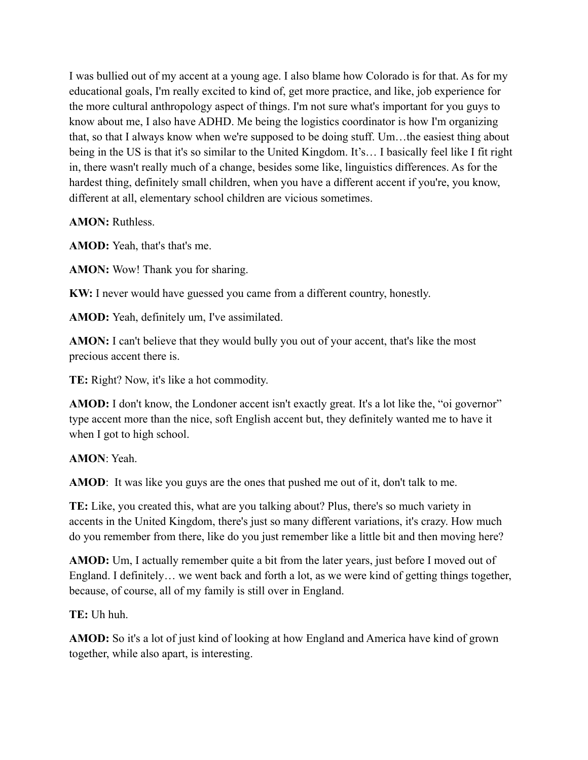I was bullied out of my accent at a young age. I also blame how Colorado is for that. As for my educational goals, I'm really excited to kind of, get more practice, and like, job experience for the more cultural anthropology aspect of things. I'm not sure what's important for you guys to know about me, I also have ADHD. Me being the logistics coordinator is how I'm organizing that, so that I always know when we're supposed to be doing stuff. Um…the easiest thing about being in the US is that it's so similar to the United Kingdom. It's… I basically feel like I fit right in, there wasn't really much of a change, besides some like, linguistics differences. As for the hardest thing, definitely small children, when you have a different accent if you're, you know, different at all, elementary school children are vicious sometimes.

**AMON:** Ruthless.

**AMOD:** Yeah, that's that's me.

**AMON:** Wow! Thank you for sharing.

**KW:** I never would have guessed you came from a different country, honestly.

**AMOD:** Yeah, definitely um, I've assimilated.

**AMON:** I can't believe that they would bully you out of your accent, that's like the most precious accent there is.

**TE:** Right? Now, it's like a hot commodity.

**AMOD:** I don't know, the Londoner accent isn't exactly great. It's a lot like the, "oi governor" type accent more than the nice, soft English accent but, they definitely wanted me to have it when I got to high school.

**AMON**: Yeah.

**AMOD**: It was like you guys are the ones that pushed me out of it, don't talk to me.

**TE:** Like, you created this, what are you talking about? Plus, there's so much variety in accents in the United Kingdom, there's just so many different variations, it's crazy. How much do you remember from there, like do you just remember like a little bit and then moving here?

**AMOD:** Um, I actually remember quite a bit from the later years, just before I moved out of England. I definitely… we went back and forth a lot, as we were kind of getting things together, because, of course, all of my family is still over in England.

**TE:** Uh huh.

**AMOD:** So it's a lot of just kind of looking at how England and America have kind of grown together, while also apart, is interesting.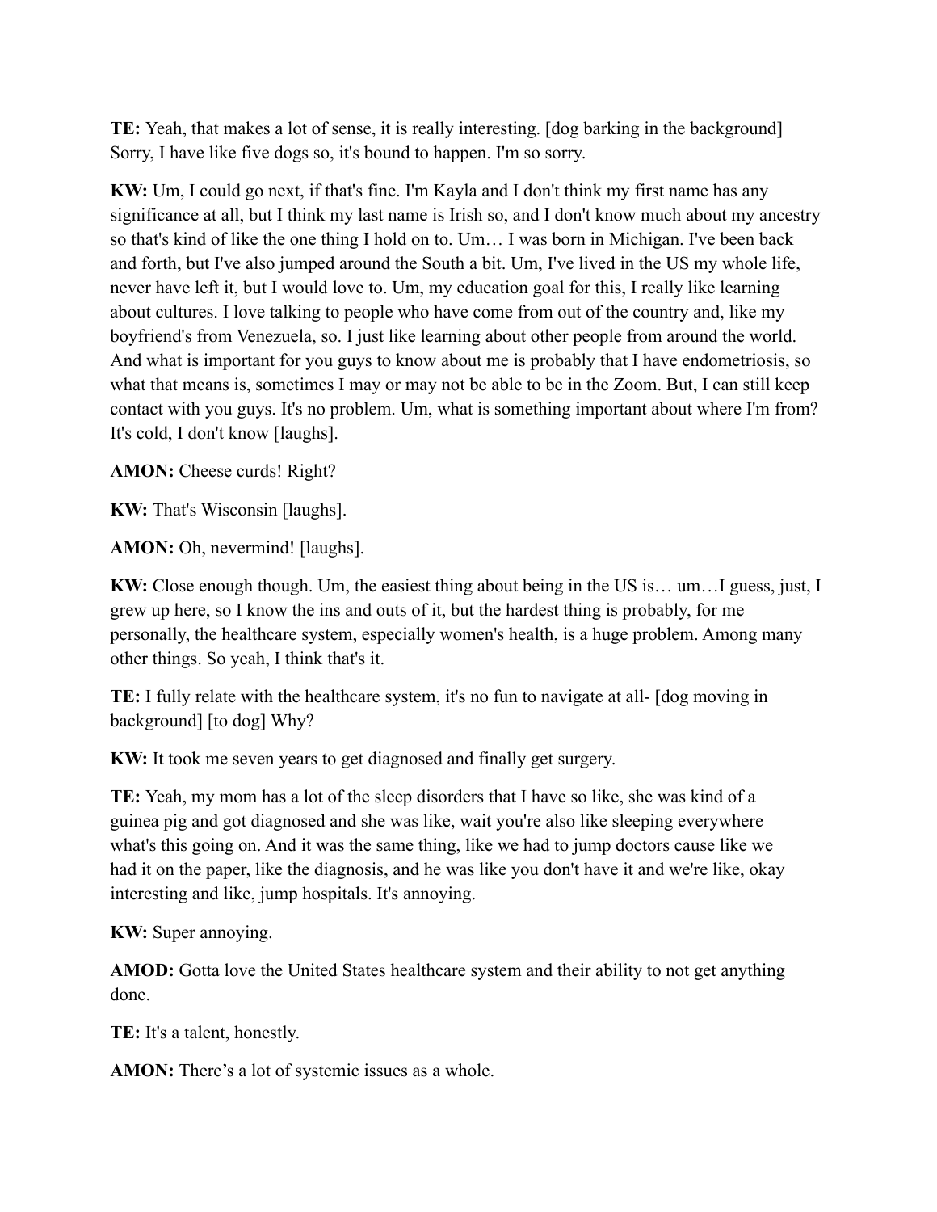**TE:** Yeah, that makes a lot of sense, it is really interesting. [dog barking in the background] Sorry, I have like five dogs so, it's bound to happen. I'm so sorry.

**KW:** Um, I could go next, if that's fine. I'm Kayla and I don't think my first name has any significance at all, but I think my last name is Irish so, and I don't know much about my ancestry so that's kind of like the one thing I hold on to. Um… I was born in Michigan. I've been back and forth, but I've also jumped around the South a bit. Um, I've lived in the US my whole life, never have left it, but I would love to. Um, my education goal for this, I really like learning about cultures. I love talking to people who have come from out of the country and, like my boyfriend's from Venezuela, so. I just like learning about other people from around the world. And what is important for you guys to know about me is probably that I have endometriosis, so what that means is, sometimes I may or may not be able to be in the Zoom. But, I can still keep contact with you guys. It's no problem. Um, what is something important about where I'm from? It's cold, I don't know [laughs].

**AMON:** Cheese curds! Right?

**KW:** That's Wisconsin [laughs].

**AMON:** Oh, nevermind! [laughs].

**KW:** Close enough though. Um, the easiest thing about being in the US is… um…I guess, just, I grew up here, so I know the ins and outs of it, but the hardest thing is probably, for me personally, the healthcare system, especially women's health, is a huge problem. Among many other things. So yeah, I think that's it.

**TE:** I fully relate with the healthcare system, it's no fun to navigate at all- [dog moving in background] [to dog] Why?

**KW:** It took me seven years to get diagnosed and finally get surgery.

**TE:** Yeah, my mom has a lot of the sleep disorders that I have so like, she was kind of a guinea pig and got diagnosed and she was like, wait you're also like sleeping everywhere what's this going on. And it was the same thing, like we had to jump doctors cause like we had it on the paper, like the diagnosis, and he was like you don't have it and we're like, okay interesting and like, jump hospitals. It's annoying.

**KW:** Super annoying.

**AMOD:** Gotta love the United States healthcare system and their ability to not get anything done.

**TE:** It's a talent, honestly.

**AMON:** There's a lot of systemic issues as a whole.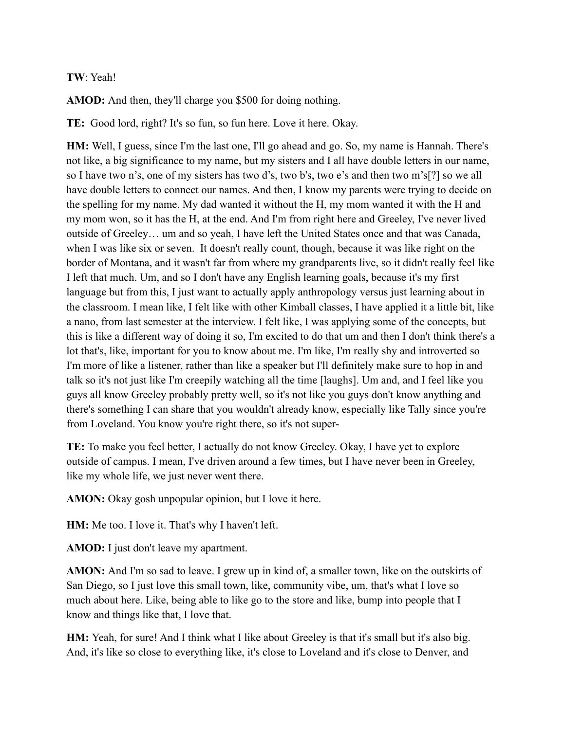**TW**: Yeah!

**AMOD:** And then, they'll charge you $500 for doing nothing.

**TE:** Good lord, right? It's so fun, so fun here. Love it here. Okay.

**HM:** Well, I guess, since I'm the last one, I'll go ahead and go. So, my name is Hannah. There's not like, a big significance to my name, but my sisters and I all have double letters in our name, so I have two n's, one of my sisters has two d's, two b's, two e's and then two m's[?] so we all have double letters to connect our names. And then, I know my parents were trying to decide on the spelling for my name. My dad wanted it without the H, my mom wanted it with the H and my mom won, so it has the H, at the end. And I'm from right here and Greeley, I've never lived outside of Greeley… um and so yeah, I have left the United States once and that was Canada, when I was like six or seven. It doesn't really count, though, because it was like right on the border of Montana, and it wasn't far from where my grandparents live, so it didn't really feel like I left that much. Um, and so I don't have any English learning goals, because it's my first language but from this, I just want to actually apply anthropology versus just learning about in the classroom. I mean like, I felt like with other Kimball classes, I have applied it a little bit, like a nano, from last semester at the interview. I felt like, I was applying some of the concepts, but this is like a different way of doing it so, I'm excited to do that um and then I don't think there's a lot that's, like, important for you to know about me. I'm like, I'm really shy and introverted so I'm more of like a listener, rather than like a speaker but I'll definitely make sure to hop in and talk so it's not just like I'm creepily watching all the time [laughs]. Um and, and I feel like you guys all know Greeley probably pretty well, so it's not like you guys don't know anything and there's something I can share that you wouldn't already know, especially like Tally since you're from Loveland. You know you're right there, so it's not super-

**TE:** To make you feel better, I actually do not know Greeley. Okay, I have yet to explore outside of campus. I mean, I've driven around a few times, but I have never been in Greeley, like my whole life, we just never went there.

**AMON:** Okay gosh unpopular opinion, but I love it here.

**HM:** Me too. I love it. That's why I haven't left.

**AMOD:** I just don't leave my apartment.

**AMON:** And I'm so sad to leave. I grew up in kind of, a smaller town, like on the outskirts of San Diego, so I just love this small town, like, community vibe, um, that's what I love so much about here. Like, being able to like go to the store and like, bump into people that I know and things like that, I love that.

**HM:** Yeah, for sure! And I think what I like about Greeley is that it's small but it's also big. And, it's like so close to everything like, it's close to Loveland and it's close to Denver, and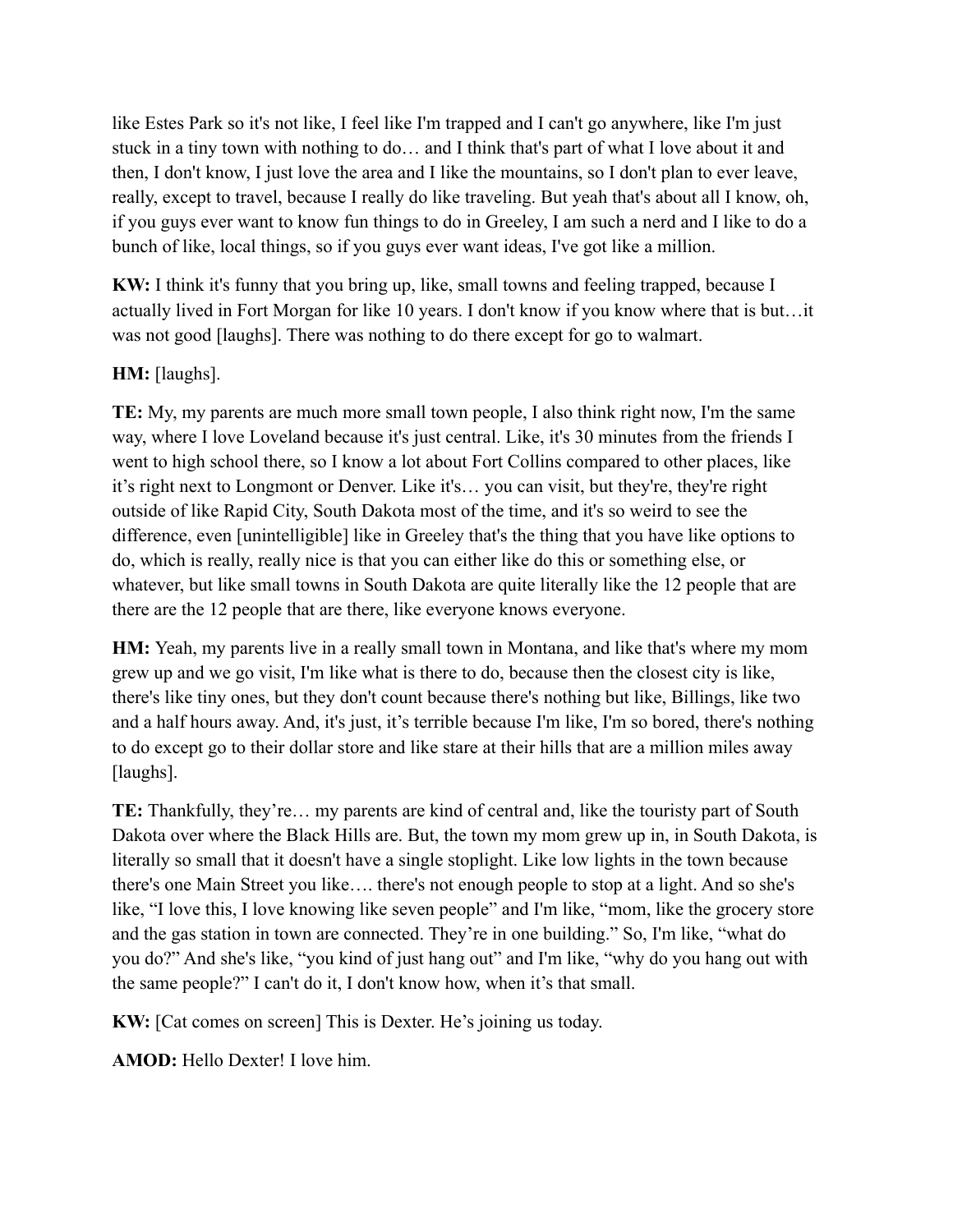like Estes Park so it's not like, I feel like I'm trapped and I can't go anywhere, like I'm just stuck in a tiny town with nothing to do… and I think that's part of what I love about it and then, I don't know, I just love the area and I like the mountains, so I don't plan to ever leave, really, except to travel, because I really do like traveling. But yeah that's about all I know, oh, if you guys ever want to know fun things to do in Greeley, I am such a nerd and I like to do a bunch of like, local things, so if you guys ever want ideas, I've got like a million.

**KW:** I think it's funny that you bring up, like, small towns and feeling trapped, because I actually lived in Fort Morgan for like 10 years. I don't know if you know where that is but…it was not good [laughs]. There was nothing to do there except for go to walmart.

**HM:** [laughs].

**TE:** My, my parents are much more small town people, I also think right now, I'm the same way, where I love Loveland because it's just central. Like, it's 30 minutes from the friends I went to high school there, so I know a lot about Fort Collins compared to other places, like it's right next to Longmont or Denver. Like it's… you can visit, but they're, they're right outside of like Rapid City, South Dakota most of the time, and it's so weird to see the difference, even [unintelligible] like in Greeley that's the thing that you have like options to do, which is really, really nice is that you can either like do this or something else, or whatever, but like small towns in South Dakota are quite literally like the 12 people that are there are the 12 people that are there, like everyone knows everyone.

**HM:** Yeah, my parents live in a really small town in Montana, and like that's where my mom grew up and we go visit, I'm like what is there to do, because then the closest city is like, there's like tiny ones, but they don't count because there's nothing but like, Billings, like two and a half hours away. And, it's just, it's terrible because I'm like, I'm so bored, there's nothing to do except go to their dollar store and like stare at their hills that are a million miles away [laughs].

**TE:** Thankfully, they're… my parents are kind of central and, like the touristy part of South Dakota over where the Black Hills are. But, the town my mom grew up in, in South Dakota, is literally so small that it doesn't have a single stoplight. Like low lights in the town because there's one Main Street you like…. there's not enough people to stop at a light. And so she's like, "I love this, I love knowing like seven people" and I'm like, "mom, like the grocery store and the gas station in town are connected. They're in one building." So, I'm like, "what do you do?" And she's like, "you kind of just hang out" and I'm like, "why do you hang out with the same people?" I can't do it, I don't know how, when it's that small.

**KW:** [Cat comes on screen] This is Dexter. He's joining us today.

**AMOD:** Hello Dexter! I love him.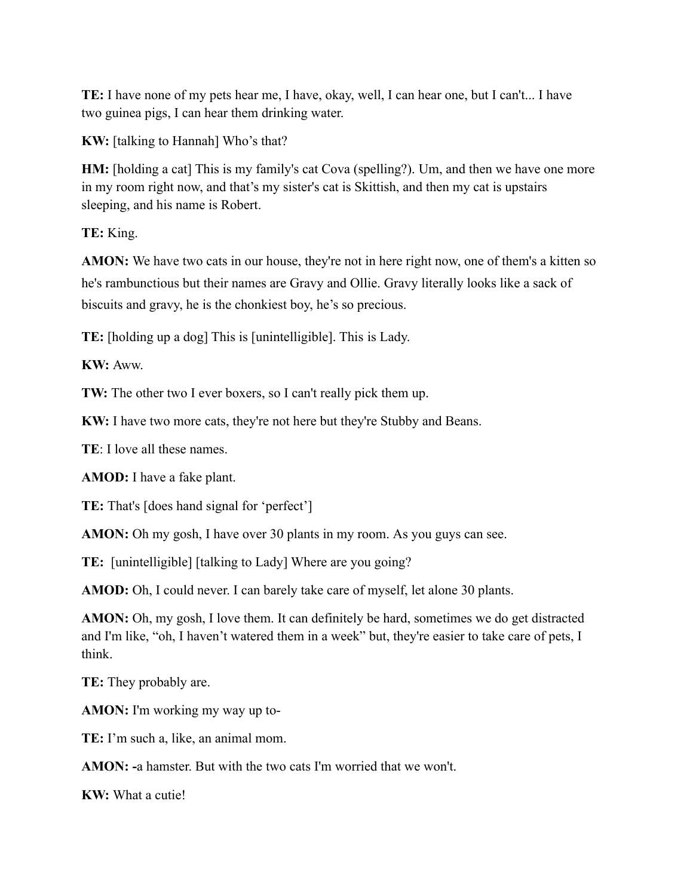**TE:** I have none of my pets hear me, I have, okay, well, I can hear one, but I can't... I have two guinea pigs, I can hear them drinking water.

**KW:** [talking to Hannah] Who's that?

**HM:** [holding a cat] This is my family's cat Cova (spelling?). Um, and then we have one more in my room right now, and that's my sister's cat is Skittish, and then my cat is upstairs sleeping, and his name is Robert.

**TE:** King.

**AMON:** We have two cats in our house, they're not in here right now, one of them's a kitten so he's rambunctious but their names are Gravy and Ollie. Gravy literally looks like a sack of biscuits and gravy, he is the chonkiest boy, he's so precious.

**TE:** [holding up a dog] This is [unintelligible]. This is Lady.

**KW:** Aww.

**TW:** The other two I ever boxers, so I can't really pick them up.

**KW:** I have two more cats, they're not here but they're Stubby and Beans.

**TE**: I love all these names.

**AMOD:** I have a fake plant.

**TE:** That's [does hand signal for 'perfect']

**AMON:** Oh my gosh, I have over 30 plants in my room. As you guys can see.

**TE:** [unintelligible] [talking to Lady] Where are you going?

**AMOD:** Oh, I could never. I can barely take care of myself, let alone 30 plants.

**AMON:** Oh, my gosh, I love them. It can definitely be hard, sometimes we do get distracted and I'm like, "oh, I haven't watered them in a week" but, they're easier to take care of pets, I think.

**TE:** They probably are.

**AMON:** I'm working my way up to-

**TE:** I'm such a, like, an animal mom.

**AMON:** -a hamster. But with the two cats I'm worried that we won't.

**KW:** What a cutie!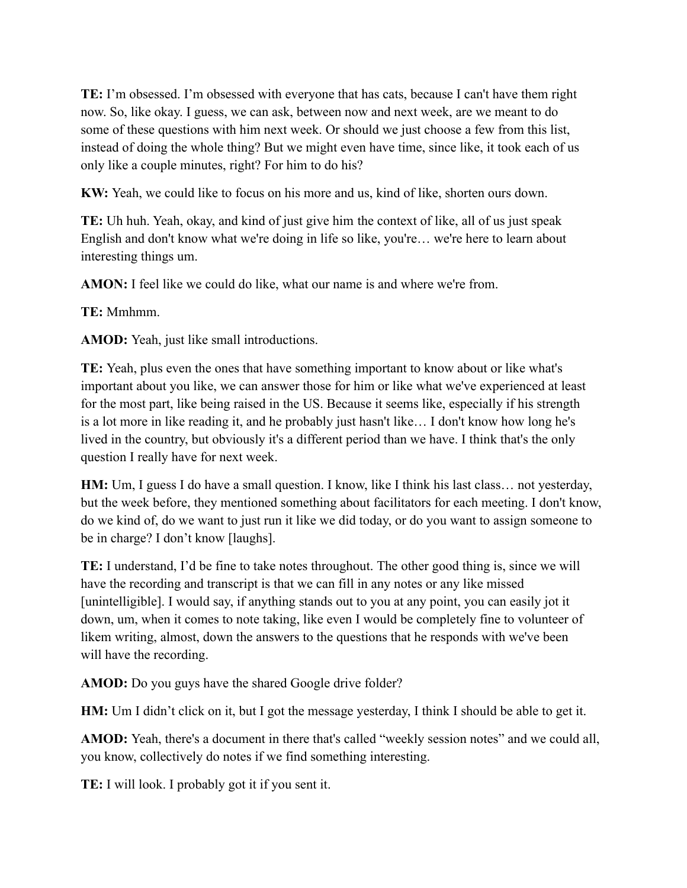**TE:** I'm obsessed. I'm obsessed with everyone that has cats, because I can't have them right now. So, like okay. I guess, we can ask, between now and next week, are we meant to do some of these questions with him next week. Or should we just choose a few from this list, instead of doing the whole thing? But we might even have time, since like, it took each of us only like a couple minutes, right? For him to do his?

**KW:** Yeah, we could like to focus on his more and us, kind of like, shorten ours down.

**TE:** Uh huh. Yeah, okay, and kind of just give him the context of like, all of us just speak English and don't know what we're doing in life so like, you're… we're here to learn about interesting things um.

**AMON:** I feel like we could do like, what our name is and where we're from.

**TE:** Mmhmm.

**AMOD:** Yeah, just like small introductions.

**TE:** Yeah, plus even the ones that have something important to know about or like what's important about you like, we can answer those for him or like what we've experienced at least for the most part, like being raised in the US. Because it seems like, especially if his strength is a lot more in like reading it, and he probably just hasn't like… I don't know how long he's lived in the country, but obviously it's a different period than we have. I think that's the only question I really have for next week.

**HM:** Um, I guess I do have a small question. I know, like I think his last class… not yesterday, but the week before, they mentioned something about facilitators for each meeting. I don't know, do we kind of, do we want to just run it like we did today, or do you want to assign someone to be in charge? I don't know [laughs].

**TE:** I understand, I'd be fine to take notes throughout. The other good thing is, since we will have the recording and transcript is that we can fill in any notes or any like missed [unintelligible]. I would say, if anything stands out to you at any point, you can easily jot it down, um, when it comes to note taking, like even I would be completely fine to volunteer of likem writing, almost, down the answers to the questions that he responds with we've been will have the recording.

**AMOD:** Do you guys have the shared Google drive folder?

**HM:** Um I didn't click on it, but I got the message yesterday, I think I should be able to get it.

**AMOD:** Yeah, there's a document in there that's called "weekly session notes" and we could all, you know, collectively do notes if we find something interesting.

**TE:** I will look. I probably got it if you sent it.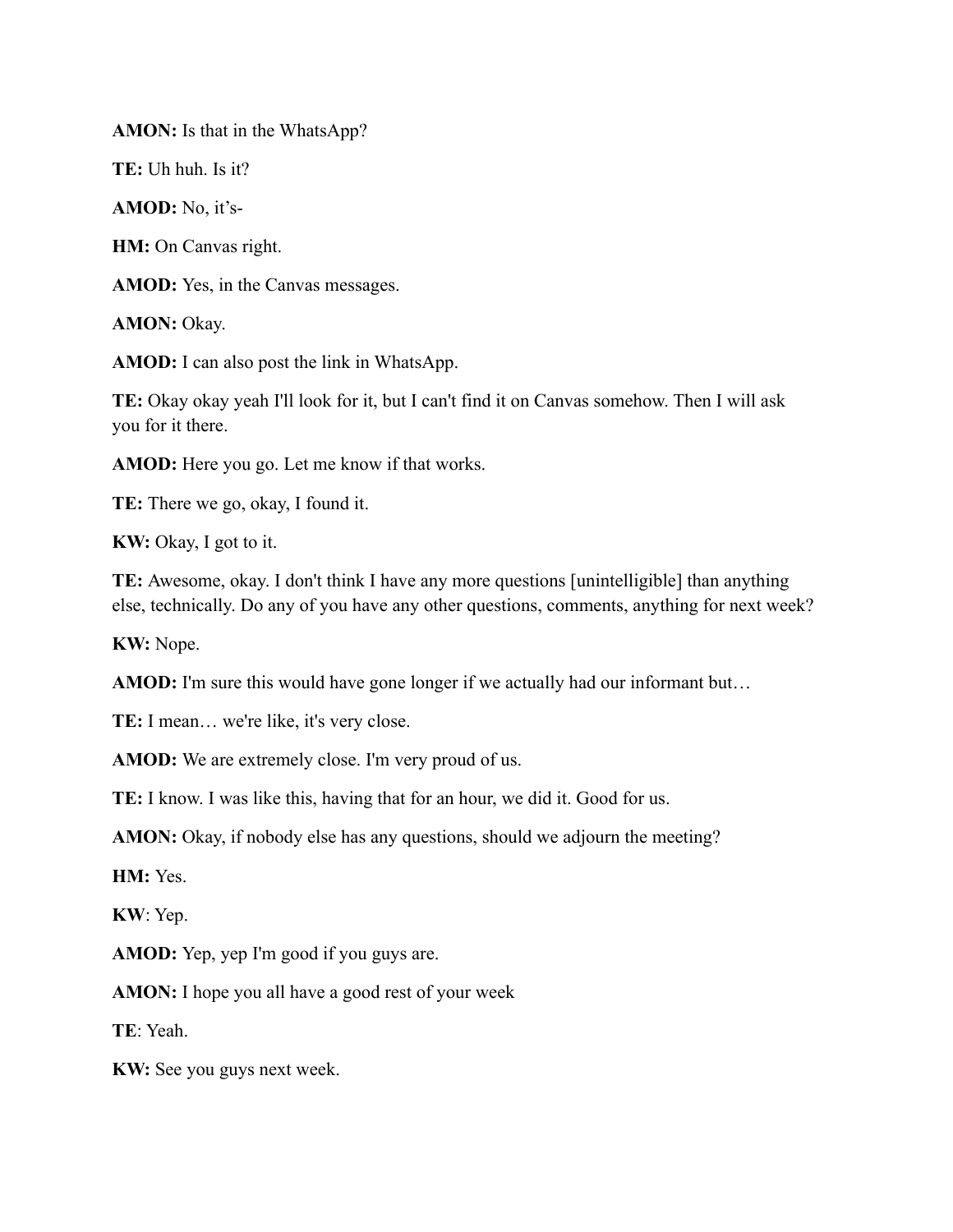**AMON:** Is that in the WhatsApp?

**TE:** Uh huh. Is it?

**AMOD:** No, it's-

**HM:** On Canvas right.

**AMOD:** Yes, in the Canvas messages.

**AMON:** Okay.

**AMOD:** I can also post the link in WhatsApp.

**TE:** Okay okay yeah I'll look for it, but I can't find it on Canvas somehow. Then I will ask you for it there.

**AMOD:** Here you go. Let me know if that works.

**TE:** There we go, okay, I found it.

**KW:** Okay, I got to it.

**TE:** Awesome, okay. I don't think I have any more questions [unintelligible] than anything else, technically. Do any of you have any other questions, comments, anything for next week?

**KW:** Nope.

**AMOD:** I'm sure this would have gone longer if we actually had our informant but…

**TE:** I mean… we're like, it's very close.

**AMOD:** We are extremely close. I'm very proud of us.

**TE:** I know. I was like this, having that for an hour, we did it. Good for us.

**AMON:** Okay, if nobody else has any questions, should we adjourn the meeting?

**HM:** Yes.

**KW**: Yep.

**AMOD:** Yep, yep I'm good if you guys are.

**AMON:** I hope you all have a good rest of your week

**TE**: Yeah.

**KW:** See you guys next week.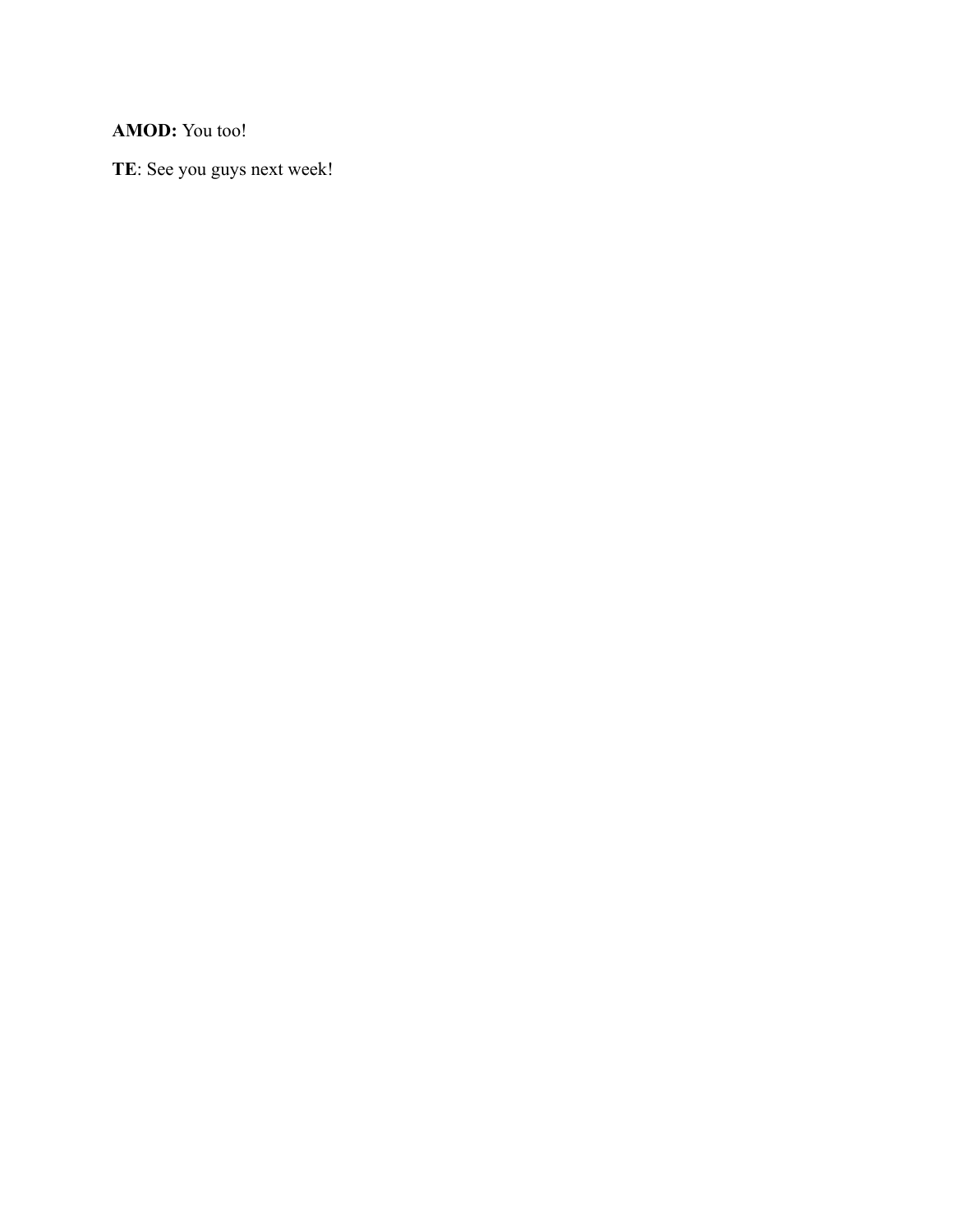**AMOD:** You too!

**TE**: See you guys next week!